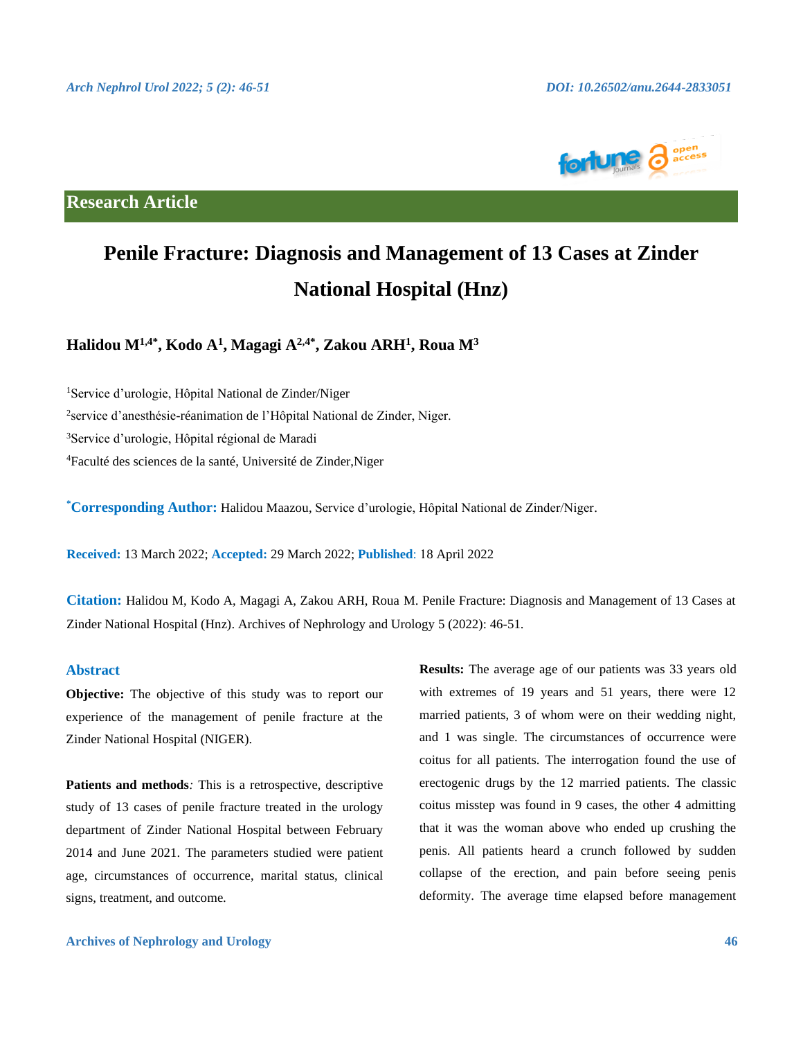Research Article

# Penile Fracture: Diagnosis and Management of 13 Cases at Zinder National Hospital (Hnz)

**Halidou M[1,4*], Kodo A[1], Magagi A[2,4*], Zakou ARH[1], Roua M[3]**

[1]Service d'urologie, Hôpital National de Zinder/Niger

[2]service d'anesthésie-réanimation de l'Hôpital National de Zinder, Niger.

[3]Service d'urologie, Hôpital régional de Maradi

[4]Faculté des sciences de la santé, Université de Zinder,Niger

**[*]Corresponding Author:** Halidou Maazou, Service d'urologie, Hôpital National de Zinder/Niger.

**Received:** 13 March 2022; **Accepted:** 29 March 2022; **Published**: 18 April 2022

**Citation:** Halidou M, Kodo A, Magagi A, Zakou ARH, Roua M. Penile Fracture: Diagnosis and Management of 13 Cases at Zinder National Hospital (Hnz). Archives of Nephrology and Urology 5 (2022): 46-51.

## Abstract

**Objective:** The objective of this study was to report our experience of the management of penile fracture at the Zinder National Hospital (NIGER).

**Patients and methods***:* This is a retrospective, descriptive study of 13 cases of penile fracture treated in the urology department of Zinder National Hospital between February 2014 and June 2021. The parameters studied were patient age, circumstances of occurrence, marital status, clinical signs, treatment, and outcome.

**Results:** The average age of our patients was 33 years old with extremes of 19 years and 51 years, there were 12 married patients, 3 of whom were on their wedding night, and 1 was single. The circumstances of occurrence were coitus for all patients. The interrogation found the use of erectogenic drugs by the 12 married patients. The classic coitus misstep was found in 9 cases, the other 4 admitting that it was the woman above who ended up crushing the penis. All patients heard a crunch followed by sudden collapse of the erection, and pain before seeing penis deformity. The average time elapsed before management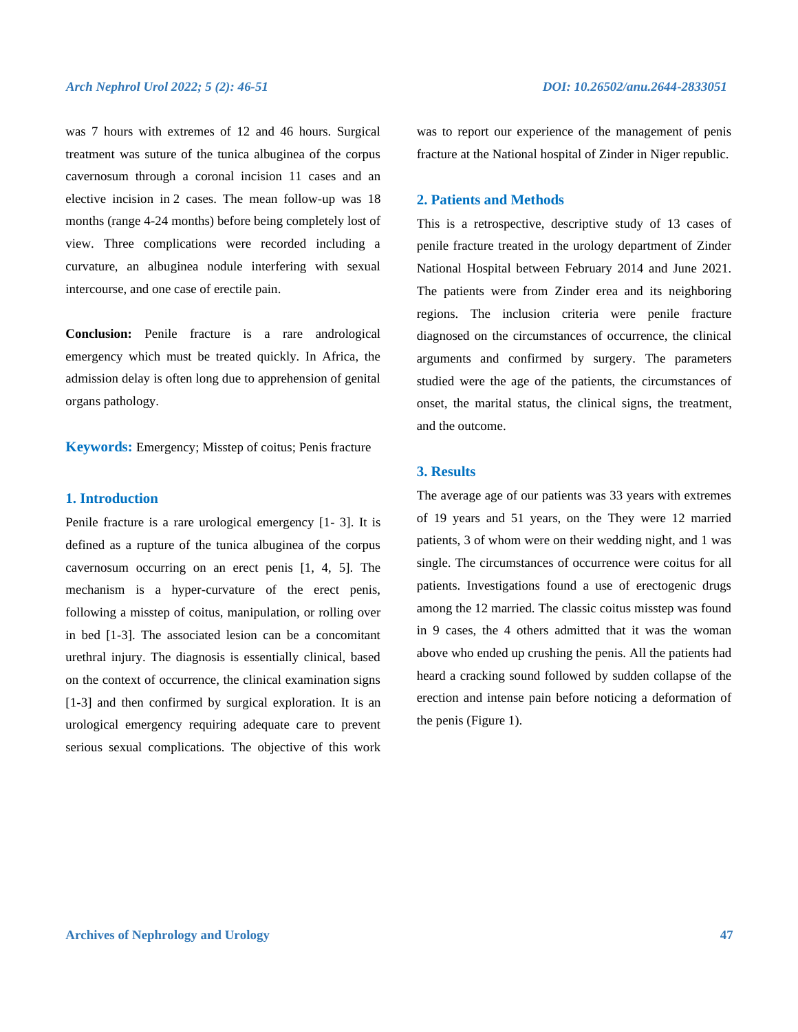was 7 hours with extremes of 12 and 46 hours. Surgical treatment was suture of the tunica albuginea of the corpus cavernosum through a coronal incision 11 cases and an elective incision in 2 cases. The mean follow-up was 18 months (range 4-24 months) before being completely lost of view. Three complications were recorded including a curvature, an albuginea nodule interfering with sexual intercourse, and one case of erectile pain.

**Conclusion:** Penile fracture is a rare andrological emergency which must be treated quickly. In Africa, the admission delay is often long due to apprehension of genital organs pathology.

**Keywords:** Emergency; Misstep of coitus; Penis fracture

## 1. Introduction

Penile fracture is a rare urological emergency [1- 3]. It is defined as a rupture of the tunica albuginea of the corpus cavernosum occurring on an erect penis [1, 4, 5]. The mechanism is a hyper-curvature of the erect penis, following a misstep of coitus, manipulation, or rolling over in bed [1-3]. The associated lesion can be a concomitant urethral injury. The diagnosis is essentially clinical, based on the context of occurrence, the clinical examination signs [1-3] and then confirmed by surgical exploration. It is an urological emergency requiring adequate care to prevent serious sexual complications. The objective of this work was to report our experience of the management of penis fracture at the National hospital of Zinder in Niger republic.

## 2. Patients and Methods

This is a retrospective, descriptive study of 13 cases of penile fracture treated in the urology department of Zinder National Hospital between February 2014 and June 2021. The patients were from Zinder erea and its neighboring regions. The inclusion criteria were penile fracture diagnosed on the circumstances of occurrence, the clinical arguments and confirmed by surgery. The parameters studied were the age of the patients, the circumstances of onset, the marital status, the clinical signs, the treatment, and the outcome.

## 3. Results

The average age of our patients was 33 years with extremes of 19 years and 51 years, on the They were 12 married patients, 3 of whom were on their wedding night, and 1 was single. The circumstances of occurrence were coitus for all patients. Investigations found a use of erectogenic drugs among the 12 married. The classic coitus misstep was found in 9 cases, the 4 others admitted that it was the woman above who ended up crushing the penis. All the patients had heard a cracking sound followed by sudden collapse of the erection and intense pain before noticing a deformation of the penis (Figure 1).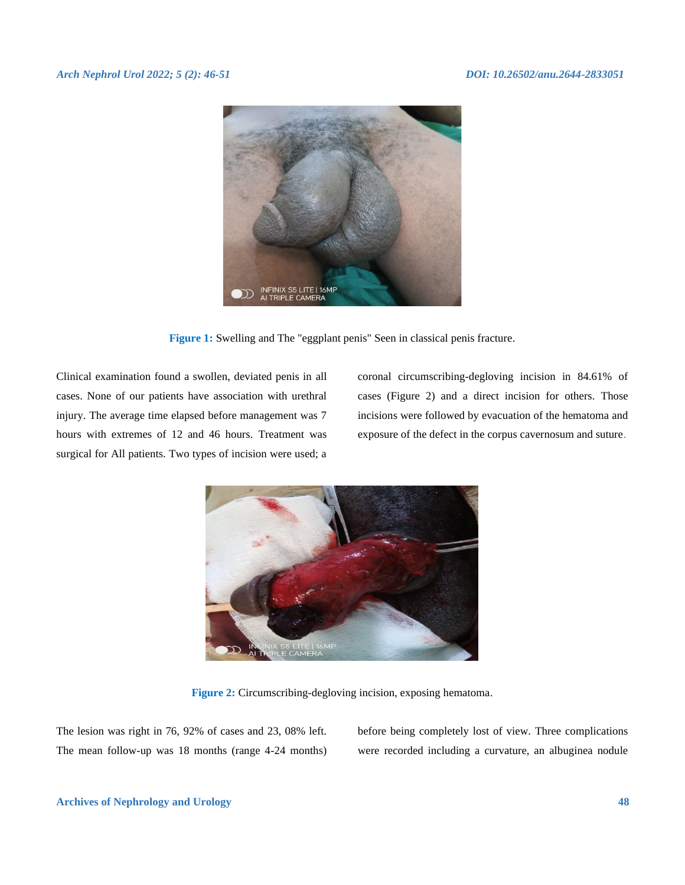Figure 1: Swelling and The "eggplant penis" Seen in classical penis fracture.

Clinical examination found a swollen, deviated penis in all cases. None of our patients have association with urethral injury. The average time elapsed before management was 7 hours with extremes of 12 and 46 hours. Treatment was surgical for All patients. Two types of incision were used; a coronal circumscribing-degloving incision in 84.61% of cases (Figure 2) and a direct incision for others. Those incisions were followed by evacuation of the hematoma and exposure of the defect in the corpus cavernosum and suture.

Figure 2: Circumscribing-degloving incision, exposing hematoma.

The lesion was right in 76, 92% of cases and 23, 08% left. The mean follow-up was 18 months (range 4-24 months) before being completely lost of view. Three complications were recorded including a curvature, an albuginea nodule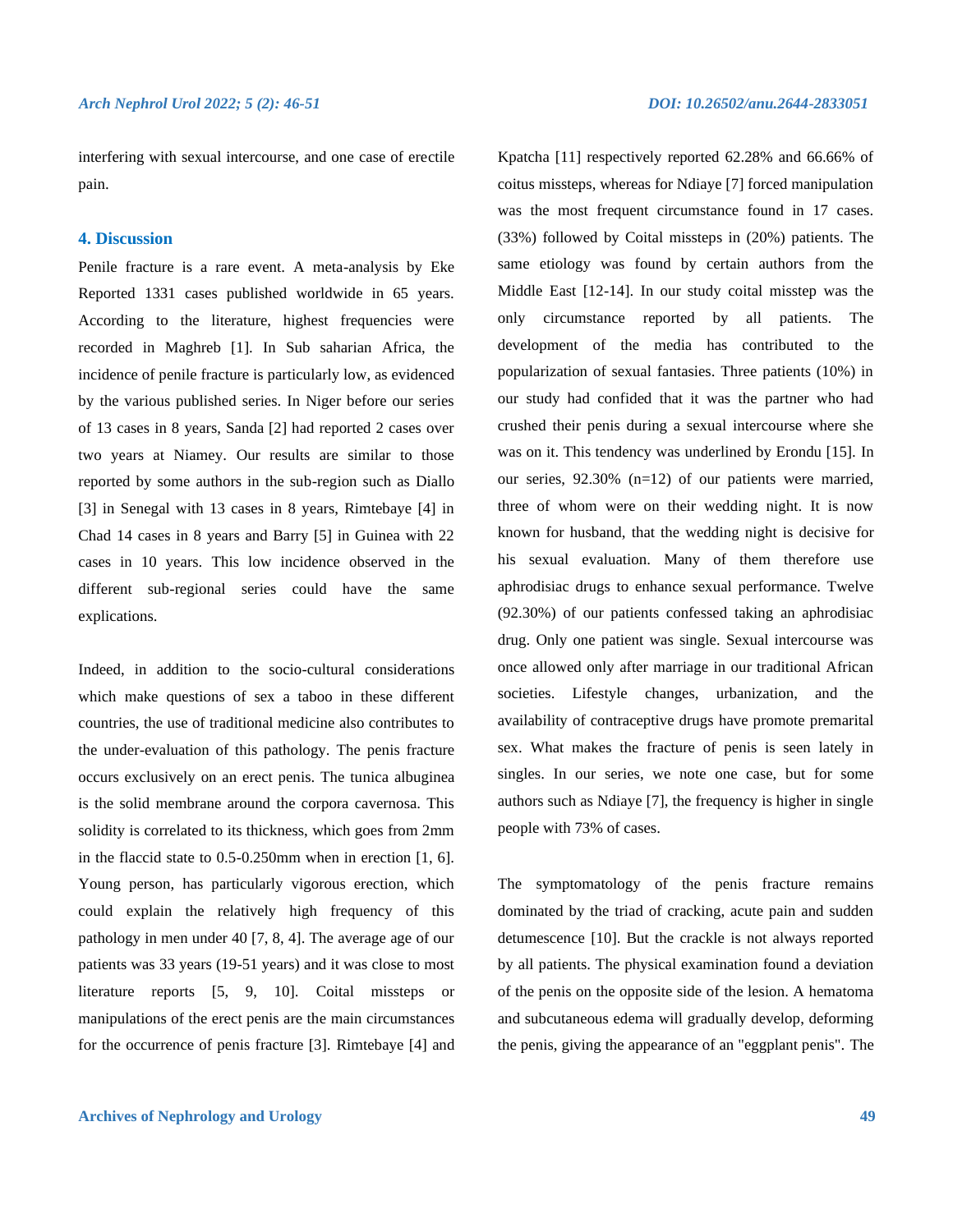interfering with sexual intercourse, and one case of erectile pain.

## 4. Discussion

Penile fracture is a rare event. A meta-analysis by Eke Reported 1331 cases published worldwide in 65 years. According to the literature, highest frequencies were recorded in Maghreb [1]. In Sub saharian Africa, the incidence of penile fracture is particularly low, as evidenced by the various published series. In Niger before our series of 13 cases in 8 years, Sanda [2] had reported 2 cases over two years at Niamey. Our results are similar to those reported by some authors in the sub-region such as Diallo [3] in Senegal with 13 cases in 8 years, Rimtebaye [4] in Chad 14 cases in 8 years and Barry [5] in Guinea with 22 cases in 10 years. This low incidence observed in the different sub-regional series could have the same explications.

Indeed, in addition to the socio-cultural considerations which make questions of sex a taboo in these different countries, the use of traditional medicine also contributes to the under-evaluation of this pathology. The penis fracture occurs exclusively on an erect penis. The tunica albuginea is the solid membrane around the corpora cavernosa. This solidity is correlated to its thickness, which goes from 2mm in the flaccid state to 0.5-0.250mm when in erection [1, 6]. Young person, has particularly vigorous erection, which could explain the relatively high frequency of this pathology in men under 40 [7, 8, 4]. The average age of our patients was 33 years (19-51 years) and it was close to most literature reports [5, 9, 10]. Coital missteps or manipulations of the erect penis are the main circumstances for the occurrence of penis fracture [3]. Rimtebaye [4] and Kpatcha [11] respectively reported 62.28% and 66.66% of coitus missteps, whereas for Ndiaye [7] forced manipulation was the most frequent circumstance found in 17 cases. (33%) followed by Coital missteps in (20%) patients. The same etiology was found by certain authors from the Middle East [12-14]. In our study coital misstep was the only circumstance reported by all patients. The development of the media has contributed to the popularization of sexual fantasies. Three patients (10%) in our study had confided that it was the partner who had crushed their penis during a sexual intercourse where she was on it. This tendency was underlined by Erondu [15]. In our series, 92.30% (n=12) of our patients were married, three of whom were on their wedding night. It is now known for husband, that the wedding night is decisive for his sexual evaluation. Many of them therefore use aphrodisiac drugs to enhance sexual performance. Twelve (92.30%) of our patients confessed taking an aphrodisiac drug. Only one patient was single. Sexual intercourse was once allowed only after marriage in our traditional African societies. Lifestyle changes, urbanization, and the availability of contraceptive drugs have promote premarital sex. What makes the fracture of penis is seen lately in singles. In our series, we note one case, but for some authors such as Ndiaye [7], the frequency is higher in single people with 73% of cases.

The symptomatology of the penis fracture remains dominated by the triad of cracking, acute pain and sudden detumescence [10]. But the crackle is not always reported by all patients. The physical examination found a deviation of the penis on the opposite side of the lesion. A hematoma and subcutaneous edema will gradually develop, deforming the penis, giving the appearance of an "eggplant penis". The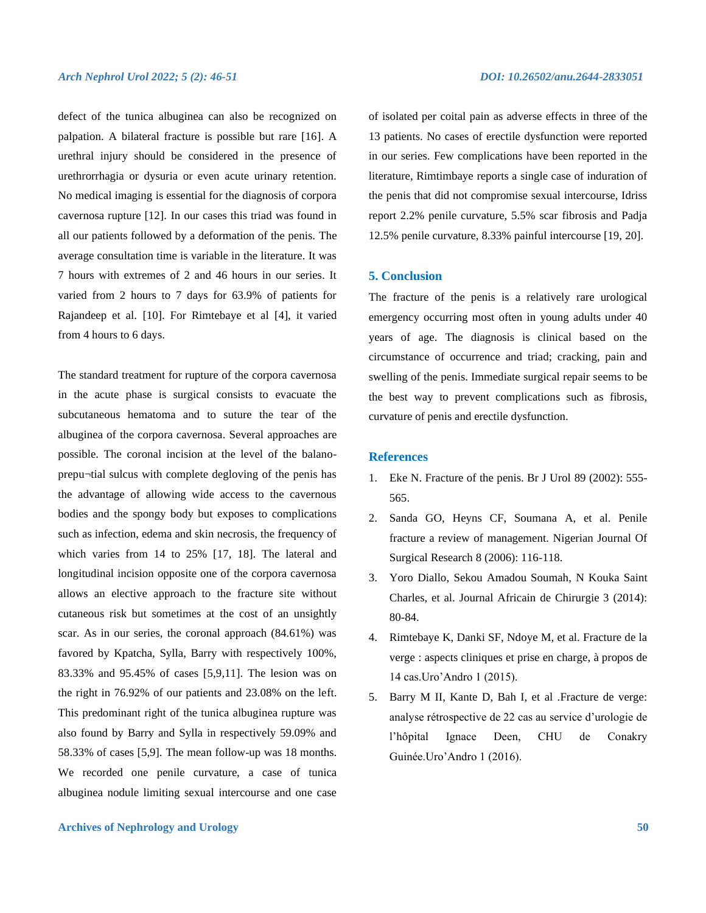defect of the tunica albuginea can also be recognized on palpation. A bilateral fracture is possible but rare [16]. A urethral injury should be considered in the presence of urethrorrhagia or dysuria or even acute urinary retention. No medical imaging is essential for the diagnosis of corpora cavernosa rupture [12]. In our cases this triad was found in all our patients followed by a deformation of the penis. The average consultation time is variable in the literature. It was 7 hours with extremes of 2 and 46 hours in our series. It varied from 2 hours to 7 days for 63.9% of patients for Rajandeep et al. [10]. For Rimtebaye et al [4], it varied from 4 hours to 6 days.

The standard treatment for rupture of the corpora cavernosa in the acute phase is surgical consists to evacuate the subcutaneous hematoma and to suture the tear of the albuginea of the corpora cavernosa. Several approaches are possible. The coronal incision at the level of the balano-prepu¬tial sulcus with complete degloving of the penis has the advantage of allowing wide access to the cavernous bodies and the spongy body but exposes to complications such as infection, edema and skin necrosis, the frequency of which varies from 14 to 25% [17, 18]. The lateral and longitudinal incision opposite one of the corpora cavernosa allows an elective approach to the fracture site without cutaneous risk but sometimes at the cost of an unsightly scar. As in our series, the coronal approach (84.61%) was favored by Kpatcha, Sylla, Barry with respectively 100%, 83.33% and 95.45% of cases [5,9,11]. The lesion was on the right in 76.92% of our patients and 23.08% on the left. This predominant right of the tunica albuginea rupture was also found by Barry and Sylla in respectively 59.09% and 58.33% of cases [5,9]. The mean follow-up was 18 months. We recorded one penile curvature, a case of tunica albuginea nodule limiting sexual intercourse and one case of isolated per coital pain as adverse effects in three of the 13 patients. No cases of erectile dysfunction were reported in our series. Few complications have been reported in the literature, Rimtimbaye reports a single case of induration of the penis that did not compromise sexual intercourse, Idriss report 2.2% penile curvature, 5.5% scar fibrosis and Padja 12.5% penile curvature, 8.33% painful intercourse [19, 20].

## 5. Conclusion

The fracture of the penis is a relatively rare urological emergency occurring most often in young adults under 40 years of age. The diagnosis is clinical based on the circumstance of occurrence and triad; cracking, pain and swelling of the penis. Immediate surgical repair seems to be the best way to prevent complications such as fibrosis, curvature of penis and erectile dysfunction.

## References

1. Eke N. Fracture of the penis. Br J Urol 89 (2002): 555-565.
2. Sanda GO, Heyns CF, Soumana A, et al. Penile fracture a review of management. Nigerian Journal Of Surgical Research 8 (2006): 116-118.
3. Yoro Diallo, Sekou Amadou Soumah, N Kouka Saint Charles, et al. Journal Africain de Chirurgie 3 (2014): 80-84.
4. Rimtebaye K, Danki SF, Ndoye M, et al. Fracture de la verge : aspects cliniques et prise en charge, à propos de 14 cas.Uro'Andro 1 (2015).
5. Barry M II, Kante D, Bah I, et al .Fracture de verge: analyse rétrospective de 22 cas au service d'urologie de l'hôpital Ignace Deen, CHU de Conakry Guinée.Uro'Andro 1 (2016).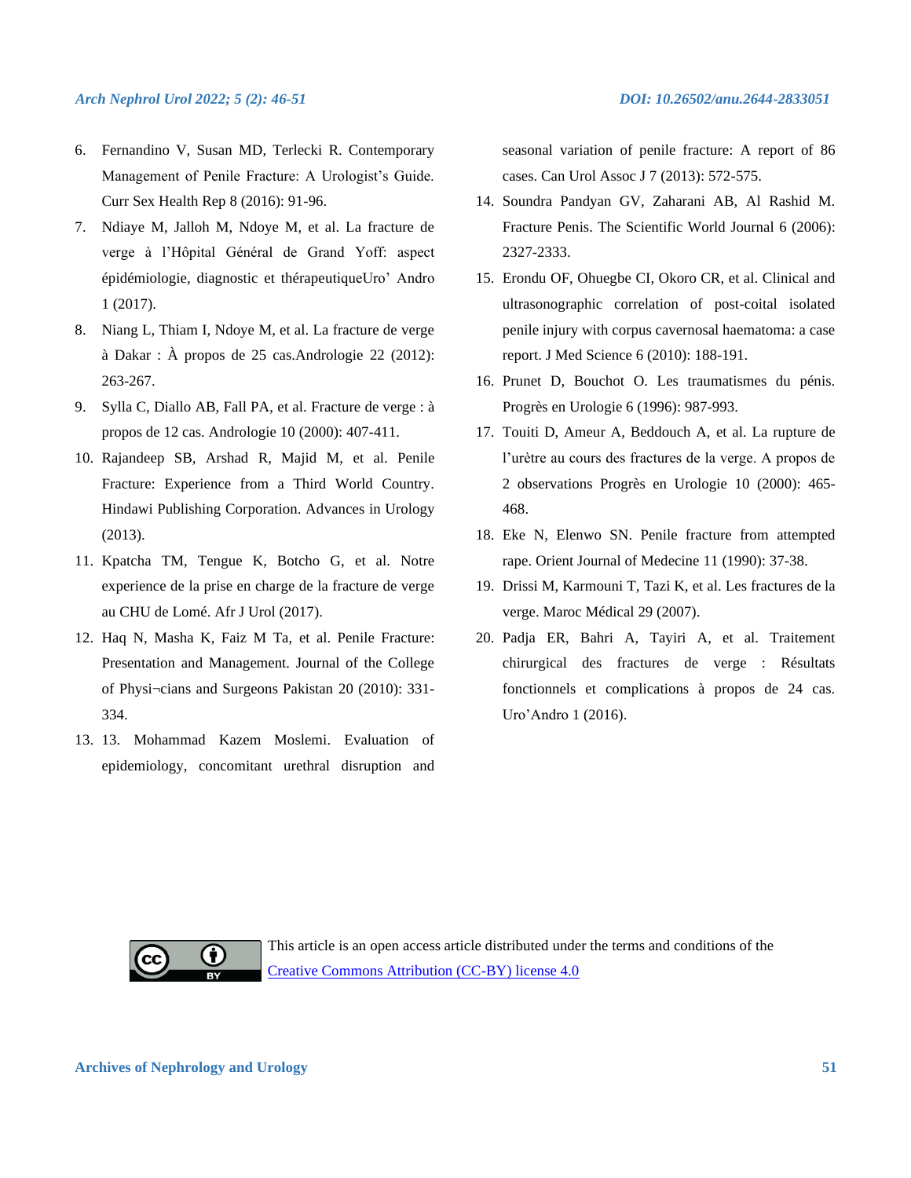6. Fernandino V, Susan MD, Terlecki R. Contemporary Management of Penile Fracture: A Urologist's Guide. Curr Sex Health Rep 8 (2016): 91-96.
7. Ndiaye M, Jalloh M, Ndoye M, et al. La fracture de verge à l'Hôpital Général de Grand Yoff: aspect épidémiologie, diagnostic et thérapeutiqueUro' Andro 1 (2017).
8. Niang L, Thiam I, Ndoye M, et al. La fracture de verge à Dakar : À propos de 25 cas.Andrologie 22 (2012): 263-267.
9. Sylla C, Diallo AB, Fall PA, et al. Fracture de verge : à propos de 12 cas. Andrologie 10 (2000): 407-411.
10. Rajandeep SB, Arshad R, Majid M, et al. Penile Fracture: Experience from a Third World Country. Hindawi Publishing Corporation. Advances in Urology (2013).
11. Kpatcha TM, Tengue K, Botcho G, et al. Notre experience de la prise en charge de la fracture de verge au CHU de Lomé. Afr J Urol (2017).
12. Haq N, Masha K, Faiz M Ta, et al. Penile Fracture: Presentation and Management. Journal of the College of Physi¬cians and Surgeons Pakistan 20 (2010): 331-334.
13. 13. Mohammad Kazem Moslemi. Evaluation of epidemiology, concomitant urethral disruption and seasonal variation of penile fracture: A report of 86 cases. Can Urol Assoc J 7 (2013): 572-575.
14. Soundra Pandyan GV, Zaharani AB, Al Rashid M. Fracture Penis. The Scientific World Journal 6 (2006): 2327-2333.
15. Erondu OF, Ohuegbe CI, Okoro CR, et al. Clinical and ultrasonographic correlation of post-coital isolated penile injury with corpus cavernosal haematoma: a case report. J Med Science 6 (2010): 188-191.
16. Prunet D, Bouchot O. Les traumatismes du pénis. Progrès en Urologie 6 (1996): 987-993.
17. Touiti D, Ameur A, Beddouch A, et al. La rupture de l'urètre au cours des fractures de la verge. A propos de 2 observations Progrès en Urologie 10 (2000): 465-468.
18. Eke N, Elenwo SN. Penile fracture from attempted rape. Orient Journal of Medecine 11 (1990): 37-38.
19. Drissi M, Karmouni T, Tazi K, et al. Les fractures de la verge. Maroc Médical 29 (2007).
20. Padja ER, Bahri A, Tayiri A, et al. Traitement chirurgical des fractures de verge : Résultats fonctionnels et complications à propos de 24 cas. Uro'Andro 1 (2016).

This article is an open access article distributed under the terms and conditions of the Creative Commons Attribution (CC-BY) license 4.0